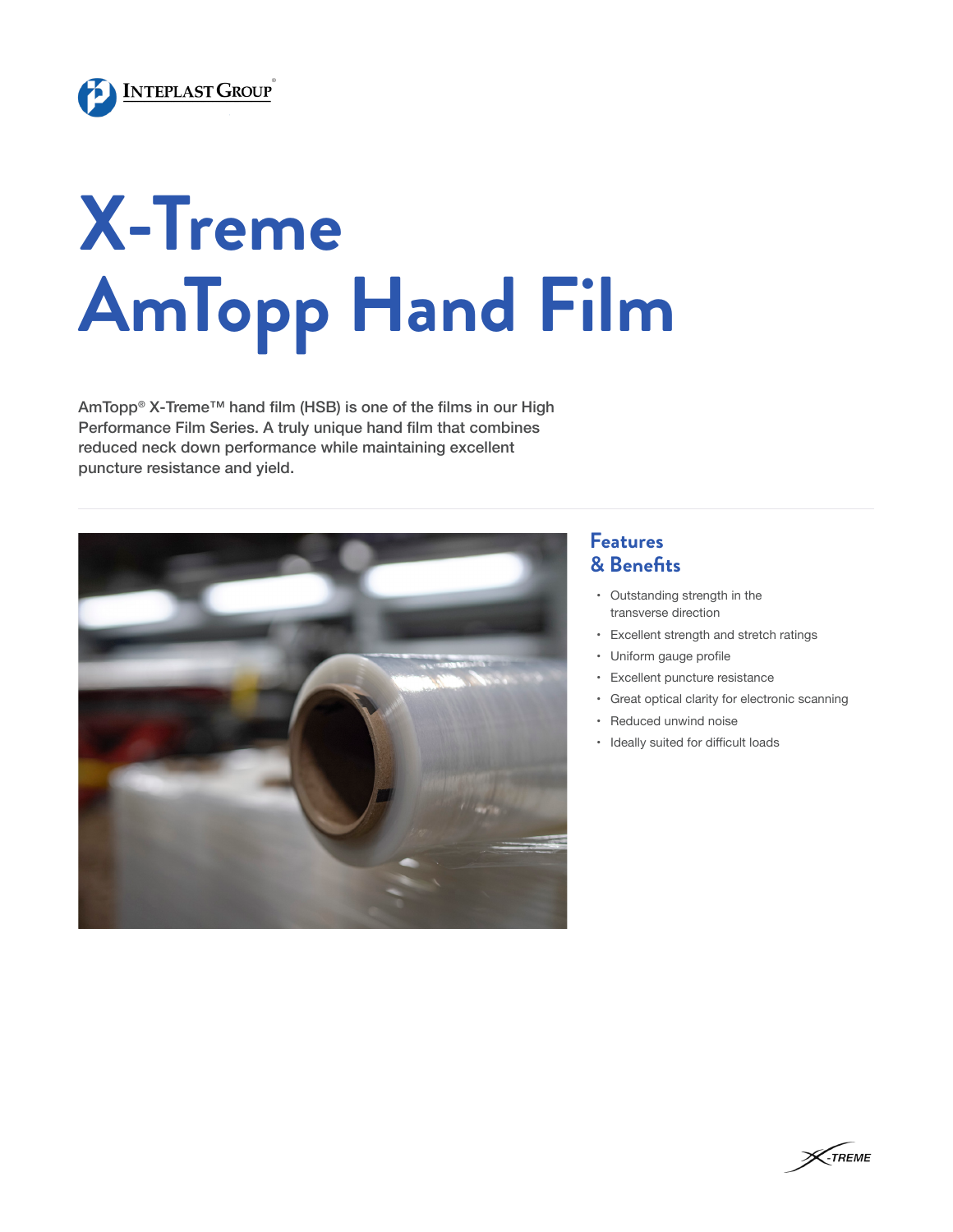# X-Treme AmTopp Hand Film

AmTopp® X-Treme™ hand film (HSB) is one of the films in our High Performance Film Series. A truly unique hand film that combines reduced neck down performance while maintaining excellent puncture resistance and yield.

## Features & Benefits

- Outstanding strength in the transverse direction
- Excellent strength and stretch ratings
- Uniform gauge profile
- Excellent puncture resistance
- Great optical clarity for electronic scanning
- Reduced unwind noise
- Ideally suited for difficult loads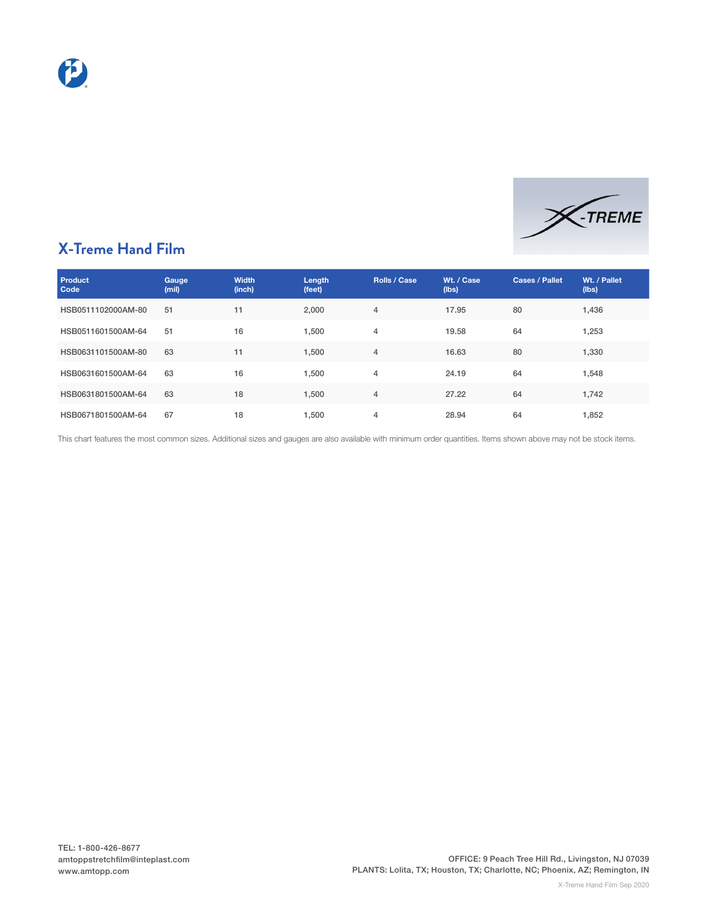## X-Treme Hand Film

| Product Code | Gauge (mil) | Width (inch) | Length (feet) | Rolls / Case | Wt. / Case (lbs) | Cases / Pallet | Wt. / Pallet (lbs) |
|---|---|---|---|---|---|---|---|
| HSB0511102000AM-80 | 51 | 11 | 2,000 | 4 | 17.95 | 80 | 1,436 |
| HSB0511601500AM-64 | 51 | 16 | 1,500 | 4 | 19.58 | 64 | 1,253 |
| HSB0631101500AM-80 | 63 | 11 | 1,500 | 4 | 16.63 | 80 | 1,330 |
| HSB0631601500AM-64 | 63 | 16 | 1,500 | 4 | 24.19 | 64 | 1,548 |
| HSB0631801500AM-64 | 63 | 18 | 1,500 | 4 | 27.22 | 64 | 1,742 |
| HSB0671801500AM-64 | 67 | 18 | 1,500 | 4 | 28.94 | 64 | 1,852 |

This chart features the most common sizes. Additional sizes and gauges are also available with minimum order quantities. Items shown above may not be stock items.

TEL: 1-800-426-8677
amtoppstretchfilm@inteplast.com
www.amtopp.com

OFFICE: 9 Peach Tree Hill Rd., Livingston, NJ 07039
PLANTS: Lolita, TX; Houston, TX; Charlotte, NC; Phoenix, AZ; Remington, IN